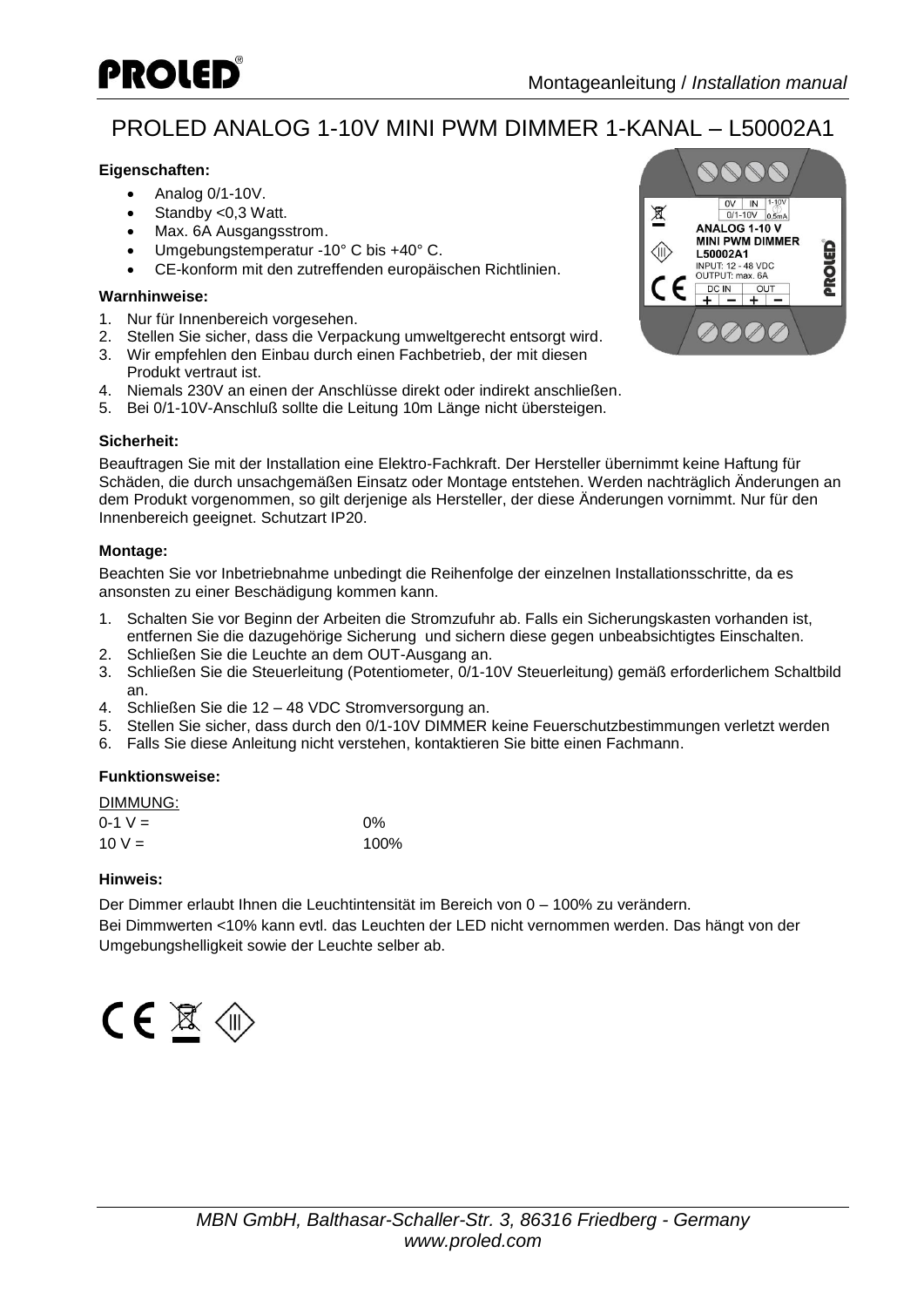# PROLED ANALOG 1-10V MINI PWM DIMMER 1-KANAL – L50002A1

**Eigenschaften:**

- Analog 0/1-10V.
- Standby <0,3 Watt.
- Max. 6A Ausgangsstrom.
- Umgebungstemperatur -10° C bis +40° C.
- CE-konform mit den zutreffenden europäischen Richtlinien.

**Warnhinweise:**

1. Nur für Innenbereich vorgesehen.
2. Stellen Sie sicher, dass die Verpackung umweltgerecht entsorgt wird.
3. Wir empfehlen den Einbau durch einen Fachbetrieb, der mit diesen Produkt vertraut ist.
4. Niemals 230V an einen der Anschlüsse direkt oder indirekt anschließen.
5. Bei 0/1-10V-Anschluß sollte die Leitung 10m Länge nicht übersteigen.

**Sicherheit:**

Beauftragen Sie mit der Installation eine Elektro-Fachkraft. Der Hersteller übernimmt keine Haftung für Schäden, die durch unsachgemäßen Einsatz oder Montage entstehen. Werden nachträglich Änderungen an dem Produkt vorgenommen, so gilt derjenige als Hersteller, der diese Änderungen vornimmt. Nur für den Innenbereich geeignet. Schutzart IP20.

**Montage:**

Beachten Sie vor Inbetriebnahme unbedingt die Reihenfolge der einzelnen Installationsschritte, da es ansonsten zu einer Beschädigung kommen kann.

1. Schalten Sie vor Beginn der Arbeiten die Stromzufuhr ab. Falls ein Sicherungskasten vorhanden ist, entfernen Sie die dazugehörige Sicherung und sichern diese gegen unbeabsichtigtes Einschalten.
2. Schließen Sie die Leuchte an dem OUT-Ausgang an.
3. Schließen Sie die Steuerleitung (Potentiometer, 0/1-10V Steuerleitung) gemäß erforderlichem Schaltbild an.
4. Schließen Sie die 12 – 48 VDC Stromversorgung an.
5. Stellen Sie sicher, dass durch den 0/1-10V DIMMER keine Feuerschutzbestimmungen verletzt werden
6. Falls Sie diese Anleitung nicht verstehen, kontaktieren Sie bitte einen Fachmann.

**Funktionsweise:**

DIMMUNG:

| | |
|---|---|
| 0-1 V = | 0% |
| 10 V = | 100% |

**Hinweis:**

Der Dimmer erlaubt Ihnen die Leuchtintensität im Bereich von 0 – 100% zu verändern.
Bei Dimmwerten <10% kann evtl. das Leuchten der LED nicht vernommen werden. Das hängt von der Umgebungshelligkeit sowie der Leuchte selber ab.

MBN GmbH, Balthasar-Schaller-Str. 3, 86316 Friedberg - Germany
www.proled.com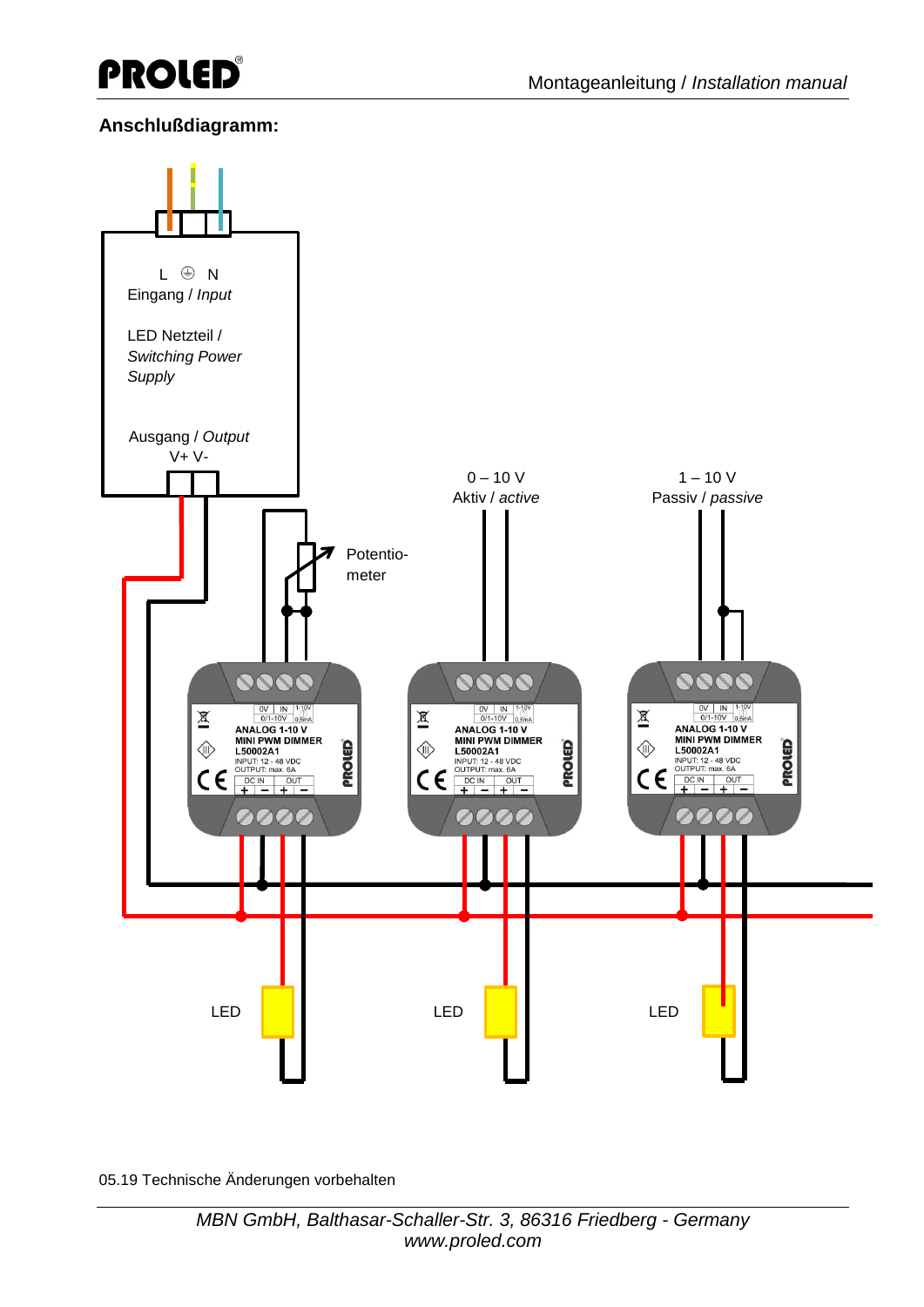**Anschlußdiagramm:**

L ⏚ N
Eingang / *Input*

LED Netzteil / *Switching Power Supply*

Ausgang / *Output*
V+ V-

Potentio-meter

0 – 10 V
Aktiv / *active*

1 – 10 V
Passiv / *passive*

0V IN 1-10V
0/1-10V 0.5mA
ANALOG 1-10 V
MINI PWM DIMMER
L50002A1
INPUT: 12 - 48 VDC
OUTPUT: max. 6A
DC IN OUT
\+ – + –

LED

LED

LED

05.19 Technische Änderungen vorbehalten

*MBN GmbH, Balthasar-Schaller-Str. 3, 86316 Friedberg - Germany*
*www.proled.com*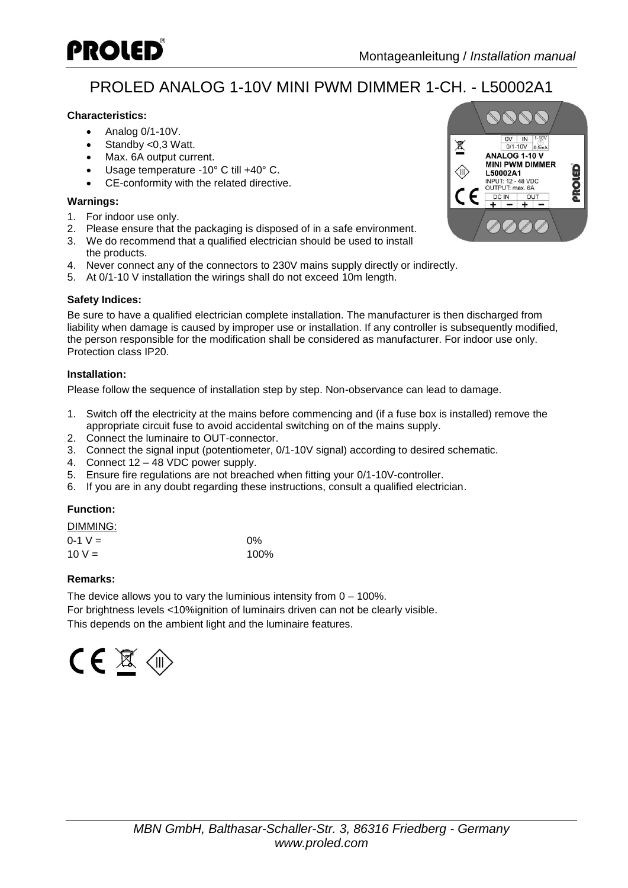# PROLED ANALOG 1-10V MINI PWM DIMMER 1-CH. - L50002A1

**Characteristics:**

- Analog 0/1-10V.
- Standby <0,3 Watt.
- Max. 6A output current.
- Usage temperature -10° C till +40° C.
- CE-conformity with the related directive.

**Warnings:**

1. For indoor use only.
2. Please ensure that the packaging is disposed of in a safe environment.
3. We do recommend that a qualified electrician should be used to install the products.
4. Never connect any of the connectors to 230V mains supply directly or indirectly.
5. At 0/1-10 V installation the wirings shall do not exceed 10m length.

**Safety Indices:**

Be sure to have a qualified electrician complete installation. The manufacturer is then discharged from liability when damage is caused by improper use or installation. If any controller is subsequently modified, the person responsible for the modification shall be considered as manufacturer. For indoor use only. Protection class IP20.

**Installation:**

Please follow the sequence of installation step by step. Non-observance can lead to damage.

1. Switch off the electricity at the mains before commencing and (if a fuse box is installed) remove the appropriate circuit fuse to avoid accidental switching on of the mains supply.
2. Connect the luminaire to OUT-connector.
3. Connect the signal input (potentiometer, 0/1-10V signal) according to desired schematic.
4. Connect 12 – 48 VDC power supply.
5. Ensure fire regulations are not breached when fitting your 0/1-10V-controller.
6. If you are in any doubt regarding these instructions, consult a qualified electrician.

**Function:**

DIMMING:

| | |
|---|---|
| 0-1 V = | 0% |
| 10 V = | 100% |

**Remarks:**

The device allows you to vary the luminious intensity from 0 – 100%.
For brightness levels <10%ignition of luminairs driven can not be clearly visible.
This depends on the ambient light and the luminaire features.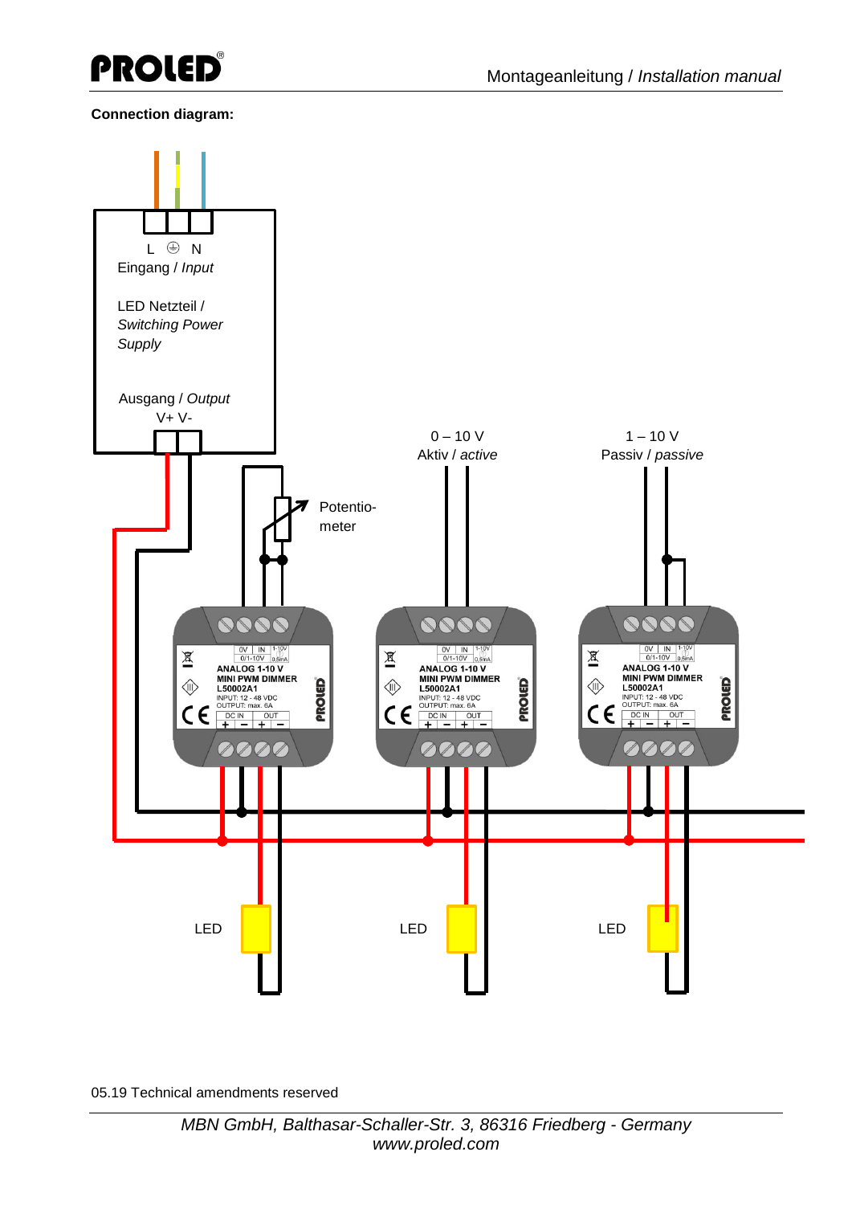**Connection diagram:**

L ⏚ N
Eingang / *Input*

LED Netzteil / *Switching Power Supply*

Ausgang / *Output*
V+ V-

Potentio-
meter

0 – 10 V
Aktiv / *active*

1 – 10 V
Passiv / *passive*

0V IN 1-10V 0/1-10V 0.5mA
ANALOG 1-10 V
MINI PWM DIMMER
L50002A1
INPUT: 12 - 48 VDC
OUTPUT: max. 6A
DC IN OUT
+ – + –

LED

LED

LED

05.19 Technical amendments reserved

*MBN GmbH, Balthasar-Schaller-Str. 3, 86316 Friedberg - Germany*
*www.proled.com*